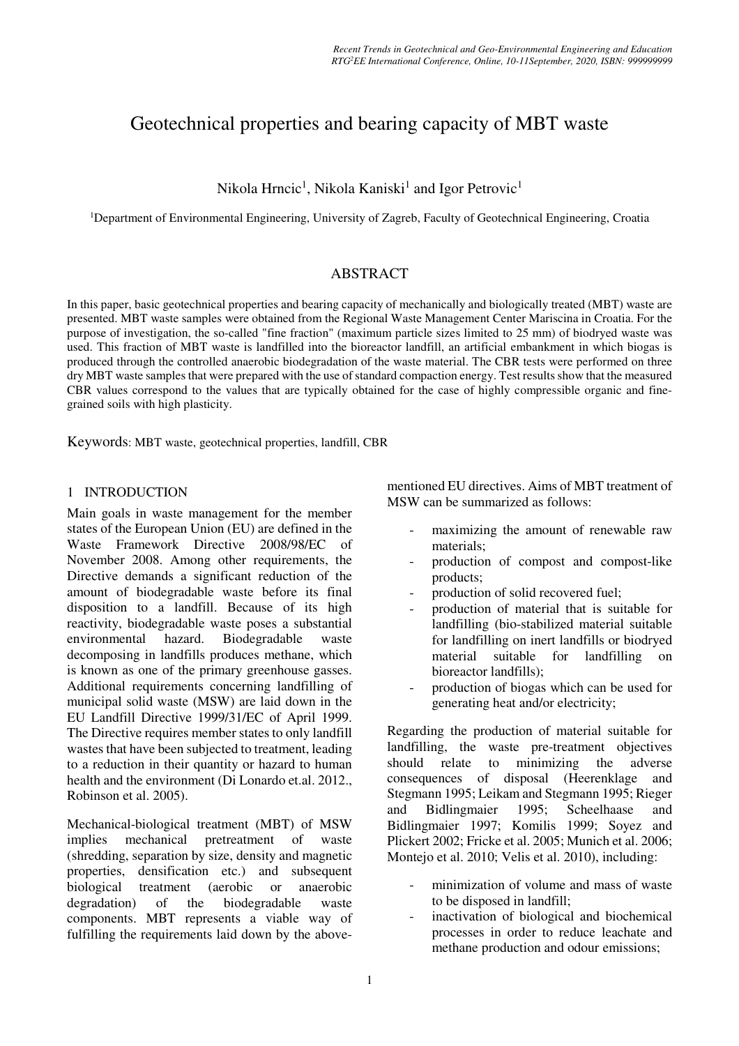# Geotechnical properties and bearing capacity of MBT waste

Nikola Hrncic[1], Nikola Kaniski[1] and Igor Petrovic[1]

[1]Department of Environmental Engineering, University of Zagreb, Faculty of Geotechnical Engineering, Croatia

## ABSTRACT

In this paper, basic geotechnical properties and bearing capacity of mechanically and biologically treated (MBT) waste are presented. MBT waste samples were obtained from the Regional Waste Management Center Mariscina in Croatia. For the purpose of investigation, the so-called "fine fraction" (maximum particle sizes limited to 25 mm) of biodryed waste was used. This fraction of MBT waste is landfilled into the bioreactor landfill, an artificial embankment in which biogas is produced through the controlled anaerobic biodegradation of the waste material. The CBR tests were performed on three dry MBT waste samples that were prepared with the use of standard compaction energy. Test results show that the measured CBR values correspond to the values that are typically obtained for the case of highly compressible organic and fine-grained soils with high plasticity.

Keywords: MBT waste, geotechnical properties, landfill, CBR

## 1 INTRODUCTION

Main goals in waste management for the member states of the European Union (EU) are defined in the Waste Framework Directive 2008/98/EC of November 2008. Among other requirements, the Directive demands a significant reduction of the amount of biodegradable waste before its final disposition to a landfill. Because of its high reactivity, biodegradable waste poses a substantial environmental hazard. Biodegradable waste decomposing in landfills produces methane, which is known as one of the primary greenhouse gasses. Additional requirements concerning landfilling of municipal solid waste (MSW) are laid down in the EU Landfill Directive 1999/31/EC of April 1999. The Directive requires member states to only landfill wastes that have been subjected to treatment, leading to a reduction in their quantity or hazard to human health and the environment (Di Lonardo et.al. 2012., Robinson et al. 2005).

Mechanical-biological treatment (MBT) of MSW implies mechanical pretreatment of waste (shredding, separation by size, density and magnetic properties, densification etc.) and subsequent biological treatment (aerobic or anaerobic degradation) of the biodegradable waste components. MBT represents a viable way of fulfilling the requirements laid down by the above-mentioned EU directives. Aims of MBT treatment of MSW can be summarized as follows:

- maximizing the amount of renewable raw materials;
- production of compost and compost-like products;
- production of solid recovered fuel;
- production of material that is suitable for landfilling (bio-stabilized material suitable for landfilling on inert landfills or biodryed material suitable for landfilling on bioreactor landfills);
- production of biogas which can be used for generating heat and/or electricity;

Regarding the production of material suitable for landfilling, the waste pre-treatment objectives should relate to minimizing the adverse consequences of disposal (Heerenklage and Stegmann 1995; Leikam and Stegmann 1995; Rieger and Bidlingmaier 1995; Scheelhaase and Bidlingmaier 1997; Komilis 1999; Soyez and Plickert 2002; Fricke et al. 2005; Munich et al. 2006; Montejo et al. 2010; Velis et al. 2010), including:

- minimization of volume and mass of waste to be disposed in landfill;
- inactivation of biological and biochemical processes in order to reduce leachate and methane production and odour emissions;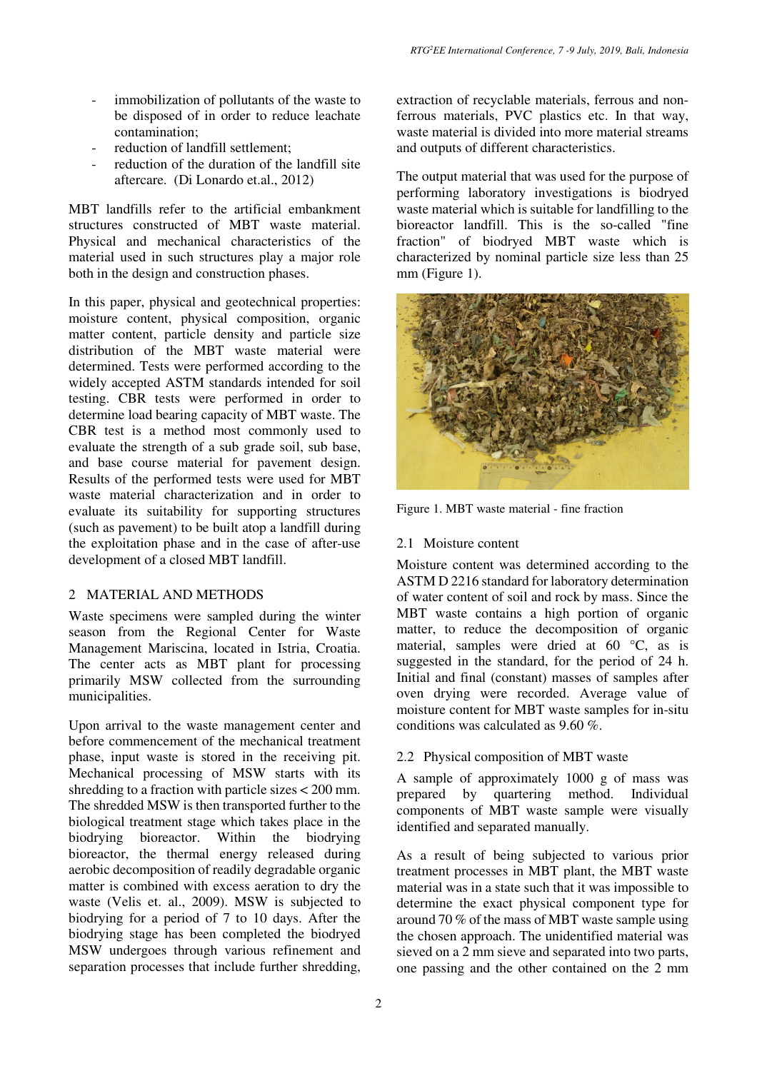- immobilization of pollutants of the waste to be disposed of in order to reduce leachate contamination;
- reduction of landfill settlement;
- reduction of the duration of the landfill site aftercare. (Di Lonardo et.al., 2012)

MBT landfills refer to the artificial embankment structures constructed of MBT waste material. Physical and mechanical characteristics of the material used in such structures play a major role both in the design and construction phases.

In this paper, physical and geotechnical properties: moisture content, physical composition, organic matter content, particle density and particle size distribution of the MBT waste material were determined. Tests were performed according to the widely accepted ASTM standards intended for soil testing. CBR tests were performed in order to determine load bearing capacity of MBT waste. The CBR test is a method most commonly used to evaluate the strength of a sub grade soil, sub base, and base course material for pavement design. Results of the performed tests were used for MBT waste material characterization and in order to evaluate its suitability for supporting structures (such as pavement) to be built atop a landfill during the exploitation phase and in the case of after-use development of a closed MBT landfill.

## 2 MATERIAL AND METHODS

Waste specimens were sampled during the winter season from the Regional Center for Waste Management Mariscina, located in Istria, Croatia. The center acts as MBT plant for processing primarily MSW collected from the surrounding municipalities.

Upon arrival to the waste management center and before commencement of the mechanical treatment phase, input waste is stored in the receiving pit. Mechanical processing of MSW starts with its shredding to a fraction with particle sizes < 200 mm. The shredded MSW is then transported further to the biological treatment stage which takes place in the biodrying bioreactor. Within the biodrying bioreactor, the thermal energy released during aerobic decomposition of readily degradable organic matter is combined with excess aeration to dry the waste (Velis et. al., 2009). MSW is subjected to biodrying for a period of 7 to 10 days. After the biodrying stage has been completed the biodryed MSW undergoes through various refinement and separation processes that include further shredding, extraction of recyclable materials, ferrous and non-ferrous materials, PVC plastics etc. In that way, waste material is divided into more material streams and outputs of different characteristics.

The output material that was used for the purpose of performing laboratory investigations is biodryed waste material which is suitable for landfilling to the bioreactor landfill. This is the so-called "fine fraction" of biodryed MBT waste which is characterized by nominal particle size less than 25 mm (Figure 1).

Figure 1. MBT waste material - fine fraction

### 2.1 Moisture content

Moisture content was determined according to the ASTM D 2216 standard for laboratory determination of water content of soil and rock by mass. Since the MBT waste contains a high portion of organic matter, to reduce the decomposition of organic material, samples were dried at 60 °C, as is suggested in the standard, for the period of 24 h. Initial and final (constant) masses of samples after oven drying were recorded. Average value of moisture content for MBT waste samples for in-situ conditions was calculated as 9.60 %.

### 2.2 Physical composition of MBT waste

A sample of approximately 1000 g of mass was prepared by quartering method. Individual components of MBT waste sample were visually identified and separated manually.

As a result of being subjected to various prior treatment processes in MBT plant, the MBT waste material was in a state such that it was impossible to determine the exact physical component type for around 70 % of the mass of MBT waste sample using the chosen approach. The unidentified material was sieved on a 2 mm sieve and separated into two parts, one passing and the other contained on the 2 mm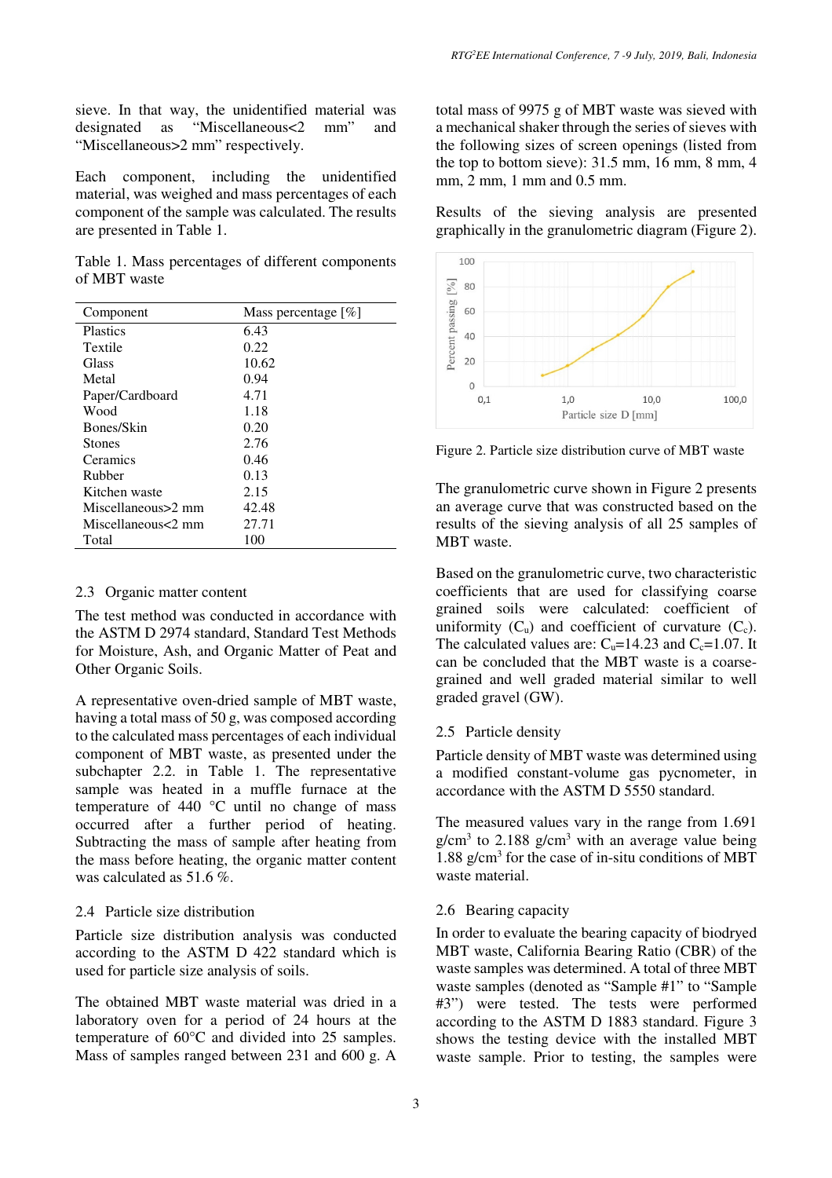sieve. In that way, the unidentified material was designated as "Miscellaneous<2 mm" and "Miscellaneous>2 mm" respectively.

Each component, including the unidentified material, was weighed and mass percentages of each component of the sample was calculated. The results are presented in Table 1.

Table 1. Mass percentages of different components of MBT waste

| Component | Mass percentage [%] |
|---|---|
| Plastics | 6.43 |
| Textile | 0.22 |
| Glass | 10.62 |
| Metal | 0.94 |
| Paper/Cardboard | 4.71 |
| Wood | 1.18 |
| Bones/Skin | 0.20 |
| Stones | 2.76 |
| Ceramics | 0.46 |
| Rubber | 0.13 |
| Kitchen waste | 2.15 |
| Miscellaneous>2 mm | 42.48 |
| Miscellaneous<2 mm | 27.71 |
| Total | 100 |

### 2.3 Organic matter content

The test method was conducted in accordance with the ASTM D 2974 standard, Standard Test Methods for Moisture, Ash, and Organic Matter of Peat and Other Organic Soils.

A representative oven-dried sample of MBT waste, having a total mass of 50 g, was composed according to the calculated mass percentages of each individual component of MBT waste, as presented under the subchapter 2.2. in Table 1. The representative sample was heated in a muffle furnace at the temperature of 440 °C until no change of mass occurred after a further period of heating. Subtracting the mass of sample after heating from the mass before heating, the organic matter content was calculated as 51.6 %.

### 2.4 Particle size distribution

Particle size distribution analysis was conducted according to the ASTM D 422 standard which is used for particle size analysis of soils.

The obtained MBT waste material was dried in a laboratory oven for a period of 24 hours at the temperature of 60°C and divided into 25 samples. Mass of samples ranged between 231 and 600 g. A total mass of 9975 g of MBT waste was sieved with a mechanical shaker through the series of sieves with the following sizes of screen openings (listed from the top to bottom sieve): 31.5 mm, 16 mm, 8 mm, 4 mm, 2 mm, 1 mm and 0.5 mm.

Results of the sieving analysis are presented graphically in the granulometric diagram (Figure 2).

Figure 2. Particle size distribution curve of MBT waste

The granulometric curve shown in Figure 2 presents an average curve that was constructed based on the results of the sieving analysis of all 25 samples of MBT waste.

Based on the granulometric curve, two characteristic coefficients that are used for classifying coarse grained soils were calculated: coefficient of uniformity ($C_u$) and coefficient of curvature ($C_c$). The calculated values are: $C_u$=14.23 and $C_c$=1.07. It can be concluded that the MBT waste is a coarse-grained and well graded material similar to well graded gravel (GW).

### 2.5 Particle density

Particle density of MBT waste was determined using a modified constant-volume gas pycnometer, in accordance with the ASTM D 5550 standard.

The measured values vary in the range from 1.691 g/cm$^3$ to 2.188 g/cm$^3$ with an average value being 1.88 g/cm$^3$ for the case of in-situ conditions of MBT waste material.

### 2.6 Bearing capacity

In order to evaluate the bearing capacity of biodryed MBT waste, California Bearing Ratio (CBR) of the waste samples was determined. A total of three MBT waste samples (denoted as "Sample #1" to "Sample #3") were tested. The tests were performed according to the ASTM D 1883 standard. Figure 3 shows the testing device with the installed MBT waste sample. Prior to testing, the samples were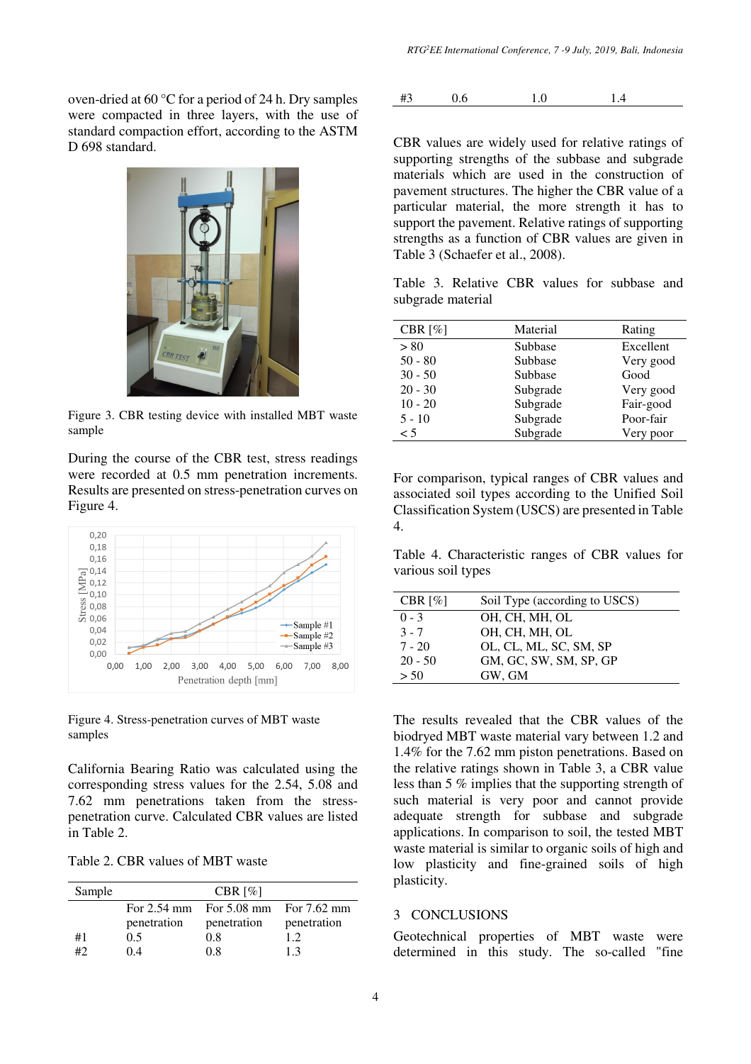oven-dried at 60 °C for a period of 24 h. Dry samples were compacted in three layers, with the use of standard compaction effort, according to the ASTM D 698 standard.

Figure 3. CBR testing device with installed MBT waste sample

During the course of the CBR test, stress readings were recorded at 0.5 mm penetration increments. Results are presented on stress-penetration curves on Figure 4.

Figure 4. Stress-penetration curves of MBT waste samples

California Bearing Ratio was calculated using the corresponding stress values for the 2.54, 5.08 and 7.62 mm penetrations taken from the stress-penetration curve. Calculated CBR values are listed in Table 2.

Table 2. CBR values of MBT waste

| Sample | CBR [%] | | |
|---|---|---|---|
| | For 2.54 mm penetration | For 5.08 mm penetration | For 7.62 mm penetration |
| #1 | 0.5 | 0.8 | 1.2 |
| #2 | 0.4 | 0.8 | 1.3 |
| #3 | 0.6 | 1.0 | 1.4 |

CBR values are widely used for relative ratings of supporting strengths of the subbase and subgrade materials which are used in the construction of pavement structures. The higher the CBR value of a particular material, the more strength it has to support the pavement. Relative ratings of supporting strengths as a function of CBR values are given in Table 3 (Schaefer et al., 2008).

Table 3. Relative CBR values for subbase and subgrade material

| CBR [%] | Material | Rating |
|---|---|---|
| > 80 | Subbase | Excellent |
| 50 - 80 | Subbase | Very good |
| 30 - 50 | Subbase | Good |
| 20 - 30 | Subgrade | Very good |
| 10 - 20 | Subgrade | Fair-good |
| 5 - 10 | Subgrade | Poor-fair |
| < 5 | Subgrade | Very poor |

For comparison, typical ranges of CBR values and associated soil types according to the Unified Soil Classification System (USCS) are presented in Table 4.

Table 4. Characteristic ranges of CBR values for various soil types

| CBR [%] | Soil Type (according to USCS) |
|---|---|
| 0 - 3 | OH, CH, MH, OL |
| 3 - 7 | OH, CH, MH, OL |
| 7 - 20 | OL, CL, ML, SC, SM, SP |
| 20 - 50 | GM, GC, SW, SM, SP, GP |
| > 50 | GW, GM |

The results revealed that the CBR values of the biodryed MBT waste material vary between 1.2 and 1.4% for the 7.62 mm piston penetrations. Based on the relative ratings shown in Table 3, a CBR value less than 5 % implies that the supporting strength of such material is very poor and cannot provide adequate strength for subbase and subgrade applications. In comparison to soil, the tested MBT waste material is similar to organic soils of high and low plasticity and fine-grained soils of high plasticity.

## 3 CONCLUSIONS

Geotechnical properties of MBT waste were determined in this study. The so-called "fine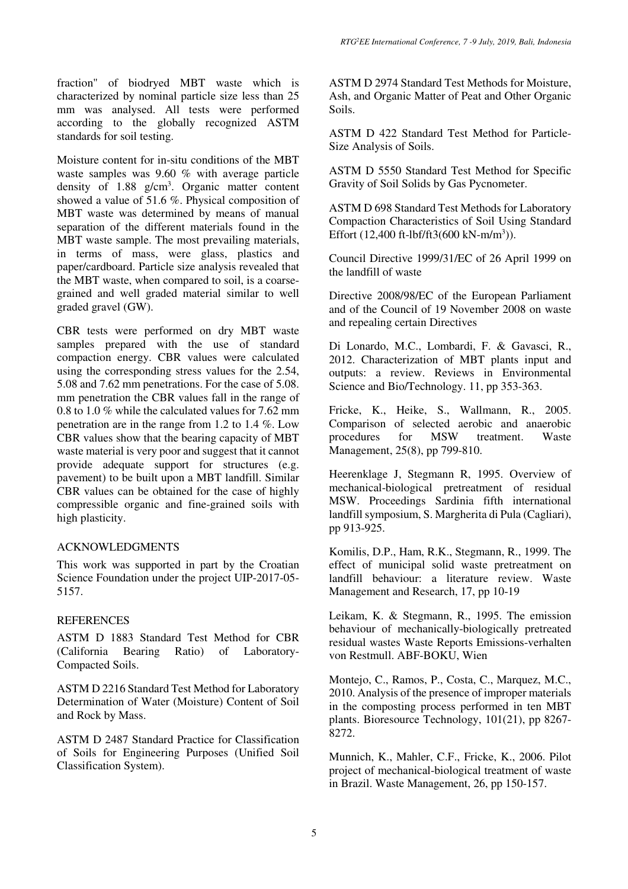fraction" of biodryed MBT waste which is characterized by nominal particle size less than 25 mm was analysed. All tests were performed according to the globally recognized ASTM standards for soil testing.

Moisture content for in-situ conditions of the MBT waste samples was 9.60 % with average particle density of 1.88 g/cm$^3$. Organic matter content showed a value of 51.6 %. Physical composition of MBT waste was determined by means of manual separation of the different materials found in the MBT waste sample. The most prevailing materials, in terms of mass, were glass, plastics and paper/cardboard. Particle size analysis revealed that the MBT waste, when compared to soil, is a coarse-grained and well graded material similar to well graded gravel (GW).

CBR tests were performed on dry MBT waste samples prepared with the use of standard compaction energy. CBR values were calculated using the corresponding stress values for the 2.54, 5.08 and 7.62 mm penetrations. For the case of 5.08. mm penetration the CBR values fall in the range of 0.8 to 1.0 % while the calculated values for 7.62 mm penetration are in the range from 1.2 to 1.4 %. Low CBR values show that the bearing capacity of MBT waste material is very poor and suggest that it cannot provide adequate support for structures (e.g. pavement) to be built upon a MBT landfill. Similar CBR values can be obtained for the case of highly compressible organic and fine-grained soils with high plasticity.

## ACKNOWLEDGMENTS

This work was supported in part by the Croatian Science Foundation under the project UIP-2017-05-5157.

## REFERENCES

ASTM D 1883 Standard Test Method for CBR (California Bearing Ratio) of Laboratory-Compacted Soils.

ASTM D 2216 Standard Test Method for Laboratory Determination of Water (Moisture) Content of Soil and Rock by Mass.

ASTM D 2487 Standard Practice for Classification of Soils for Engineering Purposes (Unified Soil Classification System).

ASTM D 2974 Standard Test Methods for Moisture, Ash, and Organic Matter of Peat and Other Organic Soils.

ASTM D 422 Standard Test Method for Particle-Size Analysis of Soils.

ASTM D 5550 Standard Test Method for Specific Gravity of Soil Solids by Gas Pycnometer.

ASTM D 698 Standard Test Methods for Laboratory Compaction Characteristics of Soil Using Standard Effort (12,400 ft-lbf/ft3(600 kN-m/m$^3$)).

Council Directive 1999/31/EC of 26 April 1999 on the landfill of waste

Directive 2008/98/EC of the European Parliament and of the Council of 19 November 2008 on waste and repealing certain Directives

Di Lonardo, M.C., Lombardi, F. & Gavasci, R., 2012. Characterization of MBT plants input and outputs: a review. Reviews in Environmental Science and Bio/Technology. 11, pp 353-363.

Fricke, K., Heike, S., Wallmann, R., 2005. Comparison of selected aerobic and anaerobic procedures for MSW treatment. Waste Management, 25(8), pp 799-810.

Heerenklage J, Stegmann R, 1995. Overview of mechanical-biological pretreatment of residual MSW. Proceedings Sardinia fifth international landfill symposium, S. Margherita di Pula (Cagliari), pp 913-925.

Komilis, D.P., Ham, R.K., Stegmann, R., 1999. The effect of municipal solid waste pretreatment on landfill behaviour: a literature review. Waste Management and Research, 17, pp 10-19

Leikam, K. & Stegmann, R., 1995. The emission behaviour of mechanically-biologically pretreated residual wastes Waste Reports Emissions-verhalten von Restmull. ABF-BOKU, Wien

Montejo, C., Ramos, P., Costa, C., Marquez, M.C., 2010. Analysis of the presence of improper materials in the composting process performed in ten MBT plants. Bioresource Technology, 101(21), pp 8267-8272.

Munnich, K., Mahler, C.F., Fricke, K., 2006. Pilot project of mechanical-biological treatment of waste in Brazil. Waste Management, 26, pp 150-157.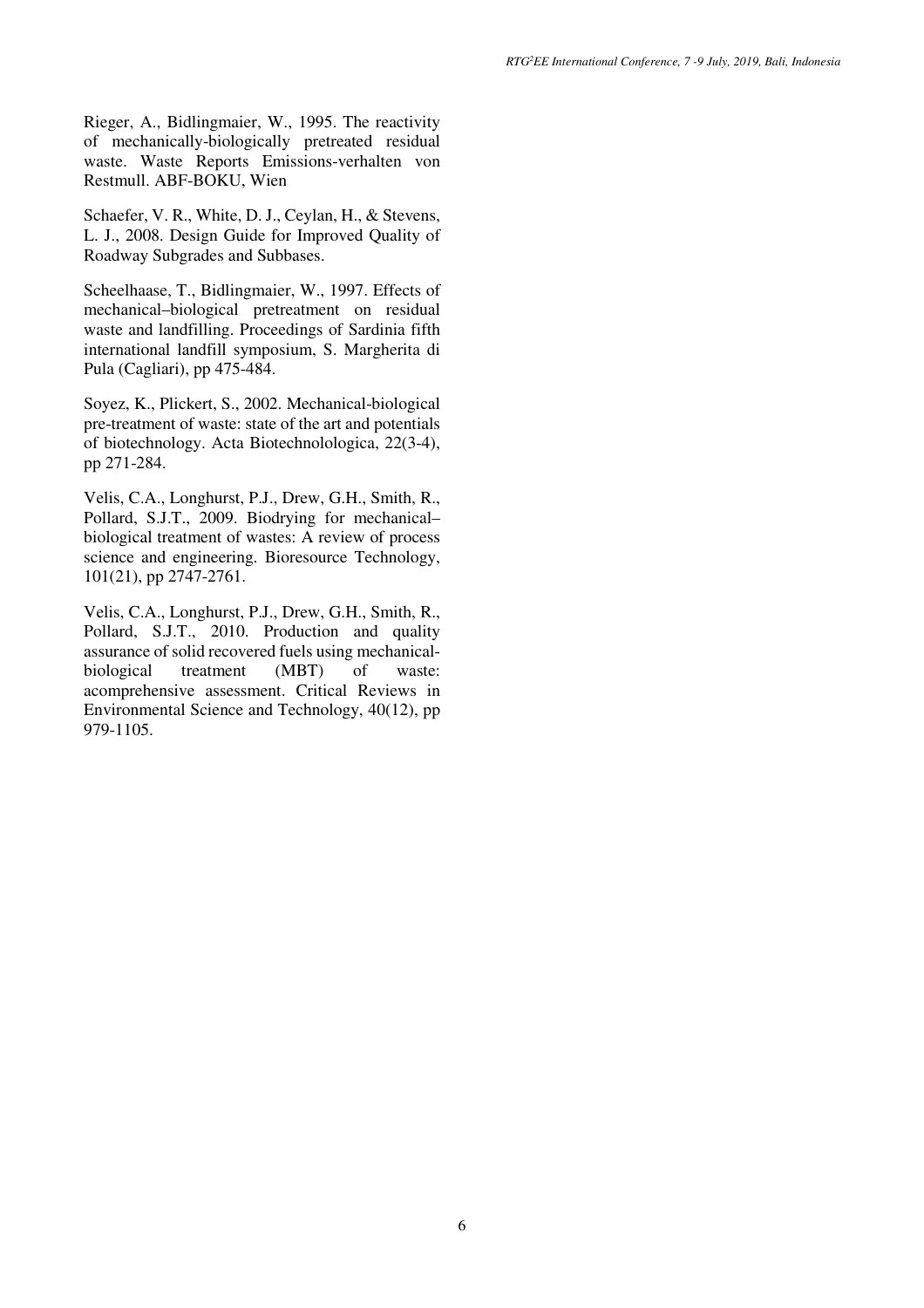Rieger, A., Bidlingmaier, W., 1995. The reactivity of mechanically-biologically pretreated residual waste. Waste Reports Emissions-verhalten von Restmull. ABF-BOKU, Wien

Schaefer, V. R., White, D. J., Ceylan, H., & Stevens, L. J., 2008. Design Guide for Improved Quality of Roadway Subgrades and Subbases.

Scheelhaase, T., Bidlingmaier, W., 1997. Effects of mechanical–biological pretreatment on residual waste and landfilling. Proceedings of Sardinia fifth international landfill symposium, S. Margherita di Pula (Cagliari), pp 475-484.

Soyez, K., Plickert, S., 2002. Mechanical-biological pre-treatment of waste: state of the art and potentials of biotechnology. Acta Biotechnolologica, 22(3-4), pp 271-284.

Velis, C.A., Longhurst, P.J., Drew, G.H., Smith, R., Pollard, S.J.T., 2009. Biodrying for mechanical–biological treatment of wastes: A review of process science and engineering. Bioresource Technology, 101(21), pp 2747-2761.

Velis, C.A., Longhurst, P.J., Drew, G.H., Smith, R., Pollard, S.J.T., 2010. Production and quality assurance of solid recovered fuels using mechanical-biological treatment (MBT) of waste: acomprehensive assessment. Critical Reviews in Environmental Science and Technology, 40(12), pp 979-1105.